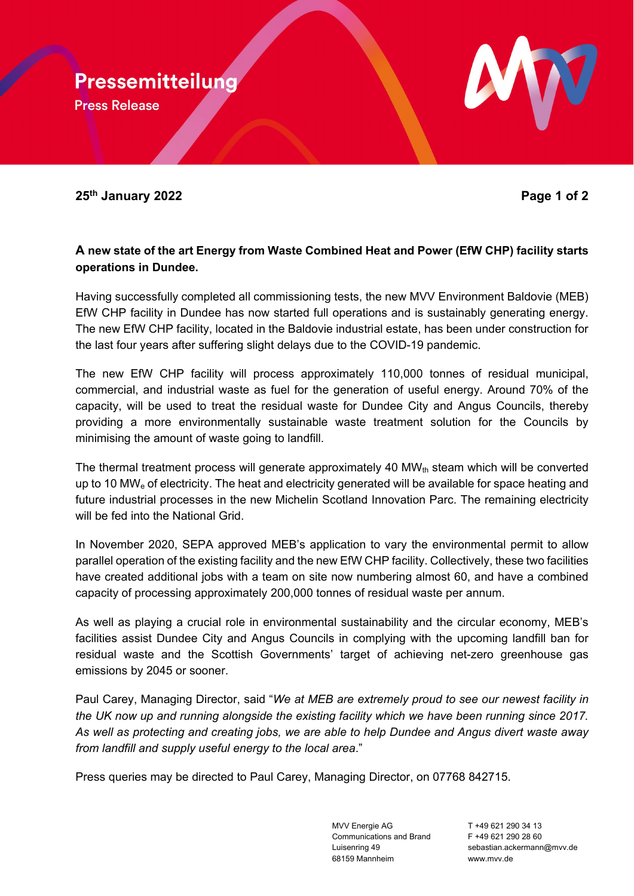# Pressemitteilung

Press Release

**25th January 2022**

**A new state of the art Energy from Waste Combined Heat and Power (EfW CHP) facility starts operations in Dundee.**

Having successfully completed all commissioning tests, the new MVV Environment Baldovie (MEB) EfW CHP facility in Dundee has now started full operations and is sustainably generating energy. The new EfW CHP facility, located in the Baldovie industrial estate, has been under construction for the last four years after suffering slight delays due to the COVID-19 pandemic.

The new EfW CHP facility will process approximately 110,000 tonnes of residual municipal, commercial, and industrial waste as fuel for the generation of useful energy. Around 70% of the capacity, will be used to treat the residual waste for Dundee City and Angus Councils, thereby providing a more environmentally sustainable waste treatment solution for the Councils by minimising the amount of waste going to landfill.

The thermal treatment process will generate approximately 40 $MW_{th}$ steam which will be converted up to 10 $MW_e$ of electricity. The heat and electricity generated will be available for space heating and future industrial processes in the new Michelin Scotland Innovation Parc. The remaining electricity will be fed into the National Grid.

In November 2020, SEPA approved MEB's application to vary the environmental permit to allow parallel operation of the existing facility and the new EfW CHP facility. Collectively, these two facilities have created additional jobs with a team on site now numbering almost 60, and have a combined capacity of processing approximately 200,000 tonnes of residual waste per annum.

As well as playing a crucial role in environmental sustainability and the circular economy, MEB's facilities assist Dundee City and Angus Councils in complying with the upcoming landfill ban for residual waste and the Scottish Governments' target of achieving net-zero greenhouse gas emissions by 2045 or sooner.

Paul Carey, Managing Director, said "*We at MEB are extremely proud to see our newest facility in the UK now up and running alongside the existing facility which we have been running since 2017. As well as protecting and creating jobs, we are able to help Dundee and Angus divert waste away from landfill and supply useful energy to the local area*."

Press queries may be directed to Paul Carey, Managing Director, on 07768 842715.

MVV Energie AG
Communications and Brand
Luisenring 49
68159 Mannheim

T +49 621 290 34 13
F +49 621 290 28 60
sebastian.ackermann@mvv.de
www.mvv.de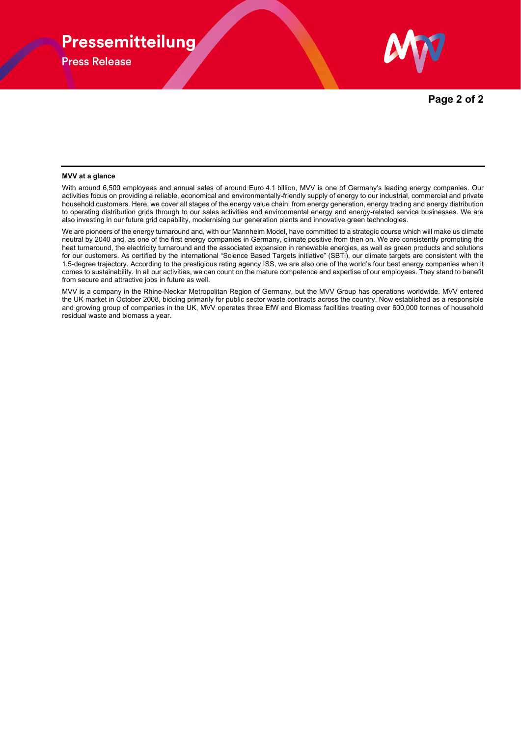**MVV at a glance**

With around 6,500 employees and annual sales of around Euro 4.1 billion, MVV is one of Germany's leading energy companies. Our activities focus on providing a reliable, economical and environmentally-friendly supply of energy to our industrial, commercial and private household customers. Here, we cover all stages of the energy value chain: from energy generation, energy trading and energy distribution to operating distribution grids through to our sales activities and environmental energy and energy-related service businesses. We are also investing in our future grid capability, modernising our generation plants and innovative green technologies.

We are pioneers of the energy turnaround and, with our Mannheim Model, have committed to a strategic course which will make us climate neutral by 2040 and, as one of the first energy companies in Germany, climate positive from then on. We are consistently promoting the heat turnaround, the electricity turnaround and the associated expansion in renewable energies, as well as green products and solutions for our customers. As certified by the international "Science Based Targets initiative" (SBTi), our climate targets are consistent with the 1.5-degree trajectory. According to the prestigious rating agency ISS, we are also one of the world's four best energy companies when it comes to sustainability. In all our activities, we can count on the mature competence and expertise of our employees. They stand to benefit from secure and attractive jobs in future as well.

MVV is a company in the Rhine-Neckar Metropolitan Region of Germany, but the MVV Group has operations worldwide. MVV entered the UK market in October 2008, bidding primarily for public sector waste contracts across the country. Now established as a responsible and growing group of companies in the UK, MVV operates three EfW and Biomass facilities treating over 600,000 tonnes of household residual waste and biomass a year.